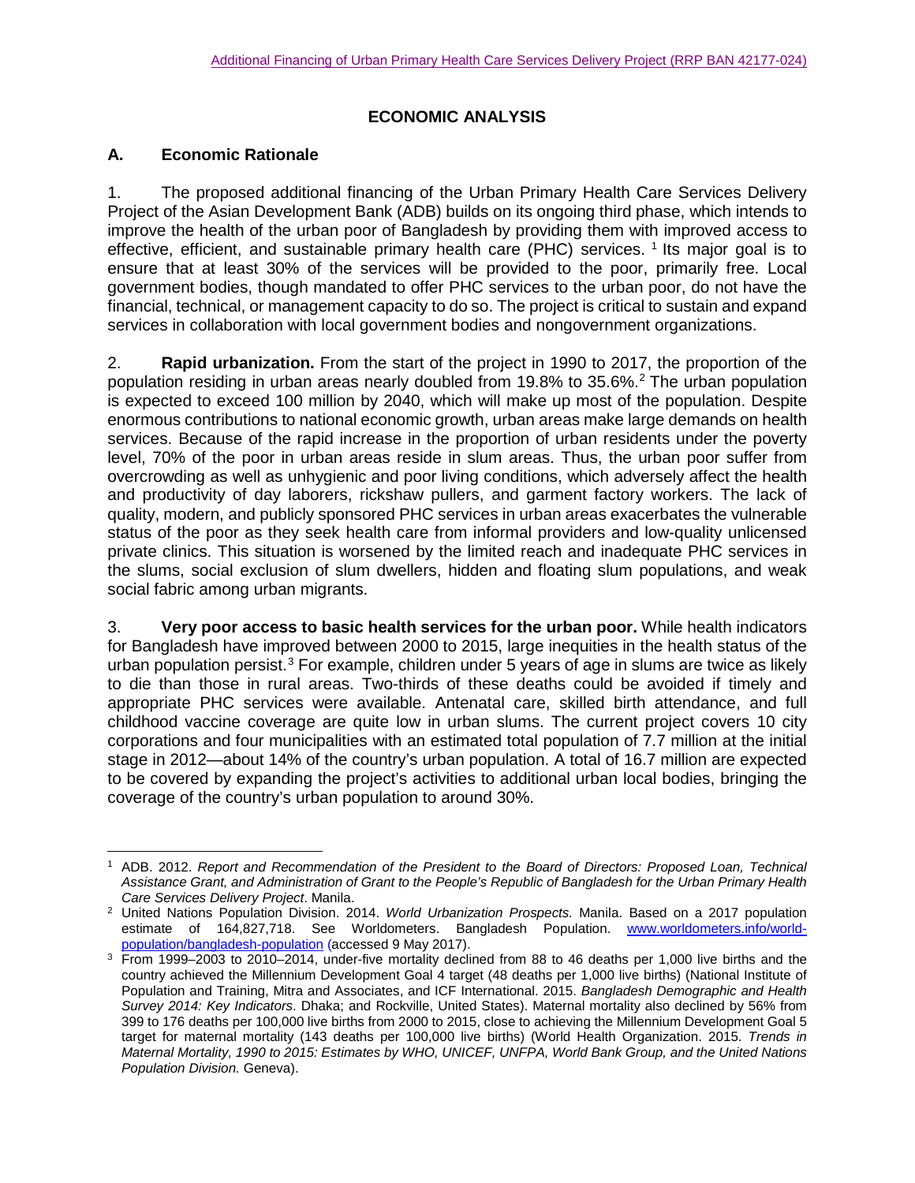# ECONOMIC ANALYSIS

## A. Economic Rationale

1. The proposed additional financing of the Urban Primary Health Care Services Delivery Project of the Asian Development Bank (ADB) builds on its ongoing third phase, which intends to improve the health of the urban poor of Bangladesh by providing them with improved access to effective, efficient, and sustainable primary health care (PHC) services. [1] Its major goal is to ensure that at least 30% of the services will be provided to the poor, primarily free. Local government bodies, though mandated to offer PHC services to the urban poor, do not have the financial, technical, or management capacity to do so. The project is critical to sustain and expand services in collaboration with local government bodies and nongovernment organizations.

2. **Rapid urbanization.** From the start of the project in 1990 to 2017, the proportion of the population residing in urban areas nearly doubled from 19.8% to 35.6%.[2] The urban population is expected to exceed 100 million by 2040, which will make up most of the population. Despite enormous contributions to national economic growth, urban areas make large demands on health services. Because of the rapid increase in the proportion of urban residents under the poverty level, 70% of the poor in urban areas reside in slum areas. Thus, the urban poor suffer from overcrowding as well as unhygienic and poor living conditions, which adversely affect the health and productivity of day laborers, rickshaw pullers, and garment factory workers. The lack of quality, modern, and publicly sponsored PHC services in urban areas exacerbates the vulnerable status of the poor as they seek health care from informal providers and low-quality unlicensed private clinics. This situation is worsened by the limited reach and inadequate PHC services in the slums, social exclusion of slum dwellers, hidden and floating slum populations, and weak social fabric among urban migrants.

3. **Very poor access to basic health services for the urban poor.** While health indicators for Bangladesh have improved between 2000 to 2015, large inequities in the health status of the urban population persist.[3] For example, children under 5 years of age in slums are twice as likely to die than those in rural areas. Two-thirds of these deaths could be avoided if timely and appropriate PHC services were available. Antenatal care, skilled birth attendance, and full childhood vaccine coverage are quite low in urban slums. The current project covers 10 city corporations and four municipalities with an estimated total population of 7.7 million at the initial stage in 2012—about 14% of the country's urban population. A total of 16.7 million are expected to be covered by expanding the project's activities to additional urban local bodies, bringing the coverage of the country's urban population to around 30%.

---

[1] ADB. 2012. *Report and Recommendation of the President to the Board of Directors: Proposed Loan, Technical Assistance Grant, and Administration of Grant to the People's Republic of Bangladesh for the Urban Primary Health Care Services Delivery Project*. Manila.

[2] United Nations Population Division. 2014. *World Urbanization Prospects.* Manila. Based on a 2017 population estimate of 164,827,718. See Worldometers. Bangladesh Population. www.worldometers.info/world-population/bangladesh-population (accessed 9 May 2017).

[3] From 1999–2003 to 2010–2014, under-five mortality declined from 88 to 46 deaths per 1,000 live births and the country achieved the Millennium Development Goal 4 target (48 deaths per 1,000 live births) (National Institute of Population and Training, Mitra and Associates, and ICF International. 2015. *Bangladesh Demographic and Health Survey 2014: Key Indicators*. Dhaka; and Rockville, United States). Maternal mortality also declined by 56% from 399 to 176 deaths per 100,000 live births from 2000 to 2015, close to achieving the Millennium Development Goal 5 target for maternal mortality (143 deaths per 100,000 live births) (World Health Organization. 2015. *Trends in Maternal Mortality, 1990 to 2015: Estimates by WHO, UNICEF, UNFPA, World Bank Group, and the United Nations Population Division.* Geneva).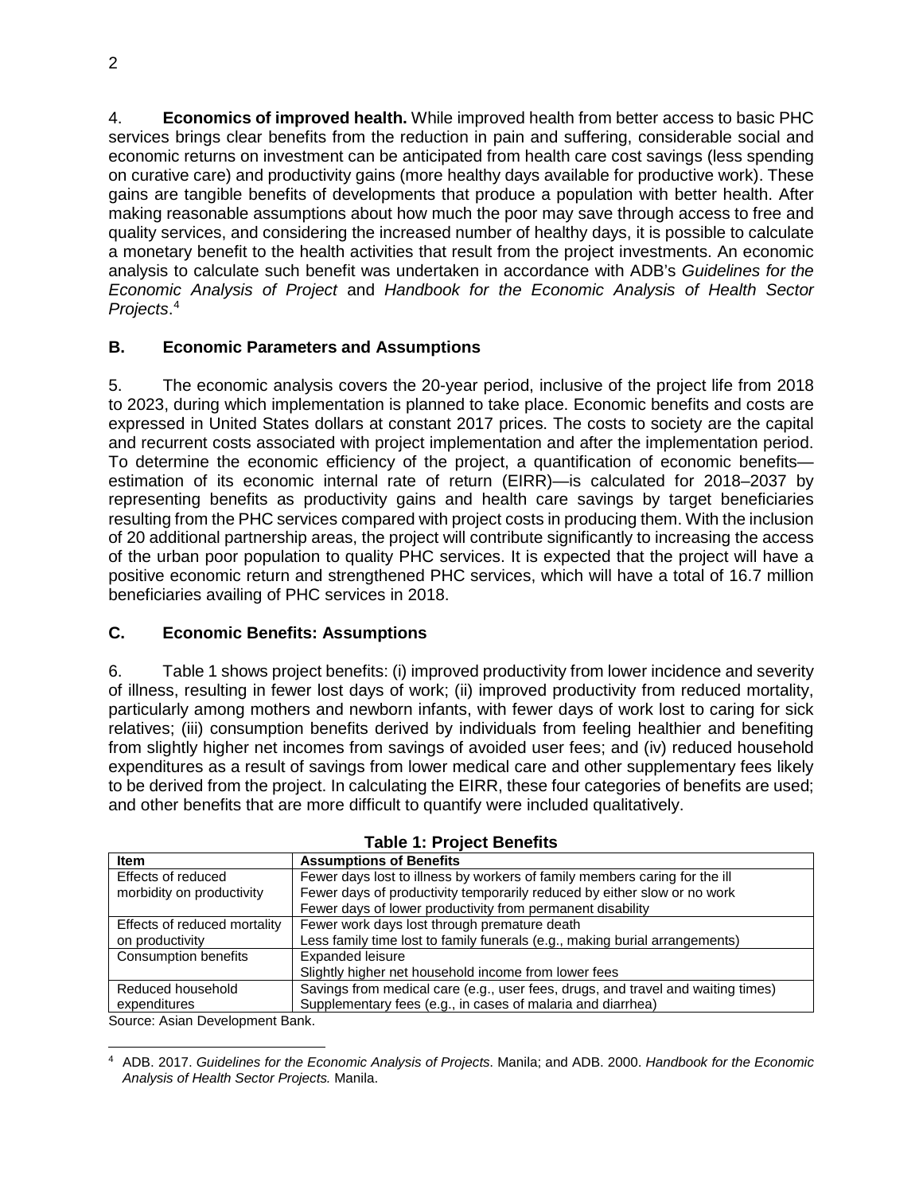4. **Economics of improved health.** While improved health from better access to basic PHC services brings clear benefits from the reduction in pain and suffering, considerable social and economic returns on investment can be anticipated from health care cost savings (less spending on curative care) and productivity gains (more healthy days available for productive work). These gains are tangible benefits of developments that produce a population with better health. After making reasonable assumptions about how much the poor may save through access to free and quality services, and considering the increased number of healthy days, it is possible to calculate a monetary benefit to the health activities that result from the project investments. An economic analysis to calculate such benefit was undertaken in accordance with ADB's *Guidelines for the Economic Analysis of Project* and *Handbook for the Economic Analysis of Health Sector Projects*.[4]

## B. Economic Parameters and Assumptions

5. The economic analysis covers the 20-year period, inclusive of the project life from 2018 to 2023, during which implementation is planned to take place. Economic benefits and costs are expressed in United States dollars at constant 2017 prices. The costs to society are the capital and recurrent costs associated with project implementation and after the implementation period. To determine the economic efficiency of the project, a quantification of economic benefits—estimation of its economic internal rate of return (EIRR)—is calculated for 2018–2037 by representing benefits as productivity gains and health care savings by target beneficiaries resulting from the PHC services compared with project costs in producing them. With the inclusion of 20 additional partnership areas, the project will contribute significantly to increasing the access of the urban poor population to quality PHC services. It is expected that the project will have a positive economic return and strengthened PHC services, which will have a total of 16.7 million beneficiaries availing of PHC services in 2018.

## C. Economic Benefits: Assumptions

6. Table 1 shows project benefits: (i) improved productivity from lower incidence and severity of illness, resulting in fewer lost days of work; (ii) improved productivity from reduced mortality, particularly among mothers and newborn infants, with fewer days of work lost to caring for sick relatives; (iii) consumption benefits derived by individuals from feeling healthier and benefiting from slightly higher net incomes from savings of avoided user fees; and (iv) reduced household expenditures as a result of savings from lower medical care and other supplementary fees likely to be derived from the project. In calculating the EIRR, these four categories of benefits are used; and other benefits that are more difficult to quantify were included qualitatively.

**Table 1: Project Benefits**

| Item | Assumptions of Benefits |
|---|---|
| Effects of reduced morbidity on productivity | Fewer days lost to illness by workers of family members caring for the ill<br>Fewer days of productivity temporarily reduced by either slow or no work<br>Fewer days of lower productivity from permanent disability |
| Effects of reduced mortality on productivity | Fewer work days lost through premature death<br>Less family time lost to family funerals (e.g., making burial arrangements) |
| Consumption benefits | Expanded leisure<br>Slightly higher net household income from lower fees |
| Reduced household expenditures | Savings from medical care (e.g., user fees, drugs, and travel and waiting times)<br>Supplementary fees (e.g., in cases of malaria and diarrhea) |

Source: Asian Development Bank.

[4] ADB. 2017. *Guidelines for the Economic Analysis of Projects*. Manila; and ADB. 2000. *Handbook for the Economic Analysis of Health Sector Projects.* Manila.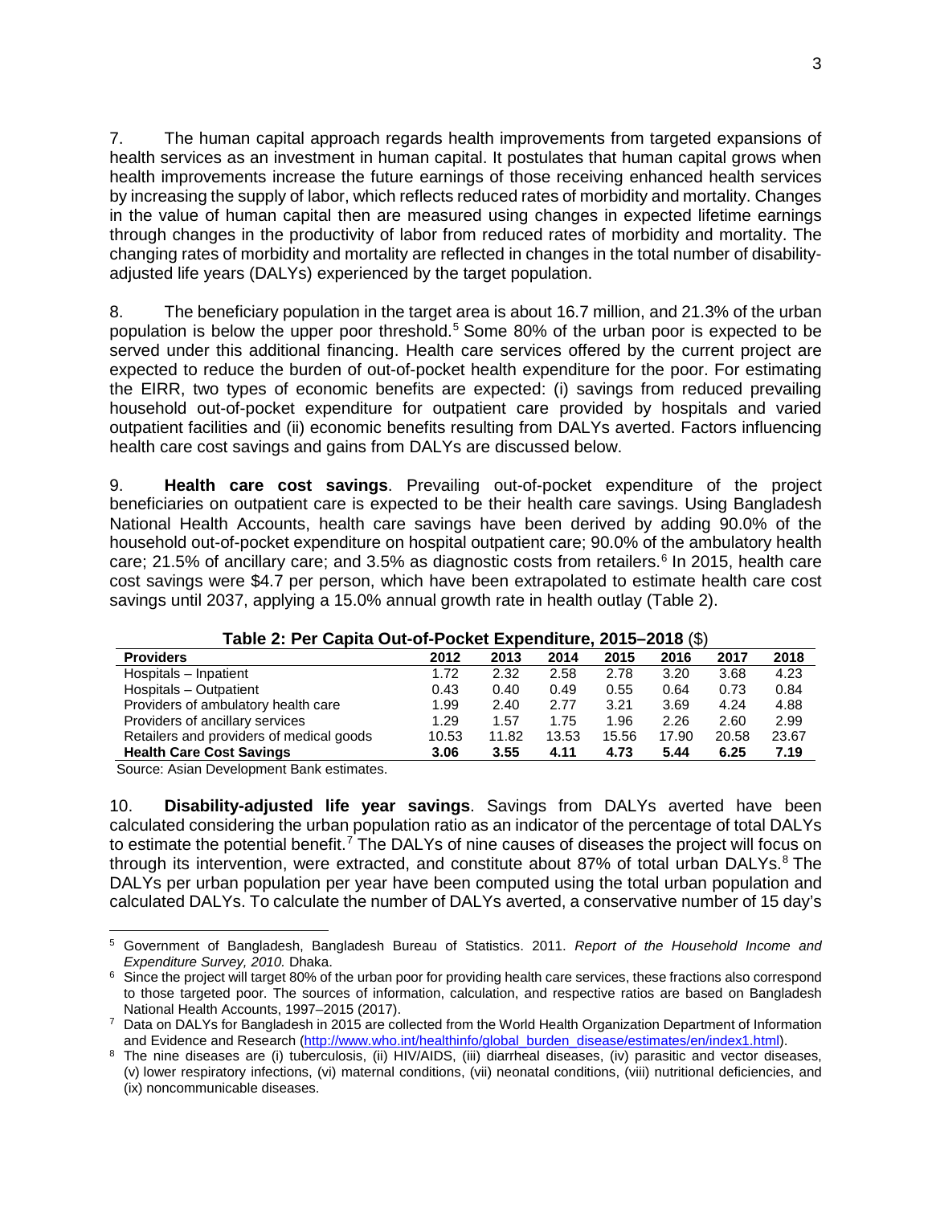7. The human capital approach regards health improvements from targeted expansions of health services as an investment in human capital. It postulates that human capital grows when health improvements increase the future earnings of those receiving enhanced health services by increasing the supply of labor, which reflects reduced rates of morbidity and mortality. Changes in the value of human capital then are measured using changes in expected lifetime earnings through changes in the productivity of labor from reduced rates of morbidity and mortality. The changing rates of morbidity and mortality are reflected in changes in the total number of disability-adjusted life years (DALYs) experienced by the target population.

8. The beneficiary population in the target area is about 16.7 million, and 21.3% of the urban population is below the upper poor threshold.[5] Some 80% of the urban poor is expected to be served under this additional financing. Health care services offered by the current project are expected to reduce the burden of out-of-pocket health expenditure for the poor. For estimating the EIRR, two types of economic benefits are expected: (i) savings from reduced prevailing household out-of-pocket expenditure for outpatient care provided by hospitals and varied outpatient facilities and (ii) economic benefits resulting from DALYs averted. Factors influencing health care cost savings and gains from DALYs are discussed below.

9. **Health care cost savings**. Prevailing out-of-pocket expenditure of the project beneficiaries on outpatient care is expected to be their health care savings. Using Bangladesh National Health Accounts, health care savings have been derived by adding 90.0% of the household out-of-pocket expenditure on hospital outpatient care; 90.0% of the ambulatory health care; 21.5% of ancillary care; and 3.5% as diagnostic costs from retailers.[6] In 2015, health care cost savings were $4.7 per person, which have been extrapolated to estimate health care cost savings until 2037, applying a 15.0% annual growth rate in health outlay (Table 2).

**Table 2: Per Capita Out-of-Pocket Expenditure, 2015–2018** ($)

| Providers | 2012 | 2013 | 2014 | 2015 | 2016 | 2017 | 2018 |
|---|---|---|---|---|---|---|---|
| Hospitals – Inpatient | 1.72 | 2.32 | 2.58 | 2.78 | 3.20 | 3.68 | 4.23 |
| Hospitals – Outpatient | 0.43 | 0.40 | 0.49 | 0.55 | 0.64 | 0.73 | 0.84 |
| Providers of ambulatory health care | 1.99 | 2.40 | 2.77 | 3.21 | 3.69 | 4.24 | 4.88 |
| Providers of ancillary services | 1.29 | 1.57 | 1.75 | 1.96 | 2.26 | 2.60 | 2.99 |
| Retailers and providers of medical goods | 10.53 | 11.82 | 13.53 | 15.56 | 17.90 | 20.58 | 23.67 |
| **Health Care Cost Savings** | **3.06** | **3.55** | **4.11** | **4.73** | **5.44** | **6.25** | **7.19** |

Source: Asian Development Bank estimates.

10. **Disability-adjusted life year savings**. Savings from DALYs averted have been calculated considering the urban population ratio as an indicator of the percentage of total DALYs to estimate the potential benefit.[7] The DALYs of nine causes of diseases the project will focus on through its intervention, were extracted, and constitute about 87% of total urban DALYs.[8] The DALYs per urban population per year have been computed using the total urban population and calculated DALYs. To calculate the number of DALYs averted, a conservative number of 15 day's

---

[5] Government of Bangladesh, Bangladesh Bureau of Statistics. 2011. *Report of the Household Income and Expenditure Survey, 2010.* Dhaka.

[6] Since the project will target 80% of the urban poor for providing health care services, these fractions also correspond to those targeted poor. The sources of information, calculation, and respective ratios are based on Bangladesh National Health Accounts, 1997–2015 (2017).

[7] Data on DALYs for Bangladesh in 2015 are collected from the World Health Organization Department of Information and Evidence and Research (http://www.who.int/healthinfo/global_burden_disease/estimates/en/index1.html).

[8] The nine diseases are (i) tuberculosis, (ii) HIV/AIDS, (iii) diarrheal diseases, (iv) parasitic and vector diseases, (v) lower respiratory infections, (vi) maternal conditions, (vii) neonatal conditions, (viii) nutritional deficiencies, and (ix) noncommunicable diseases.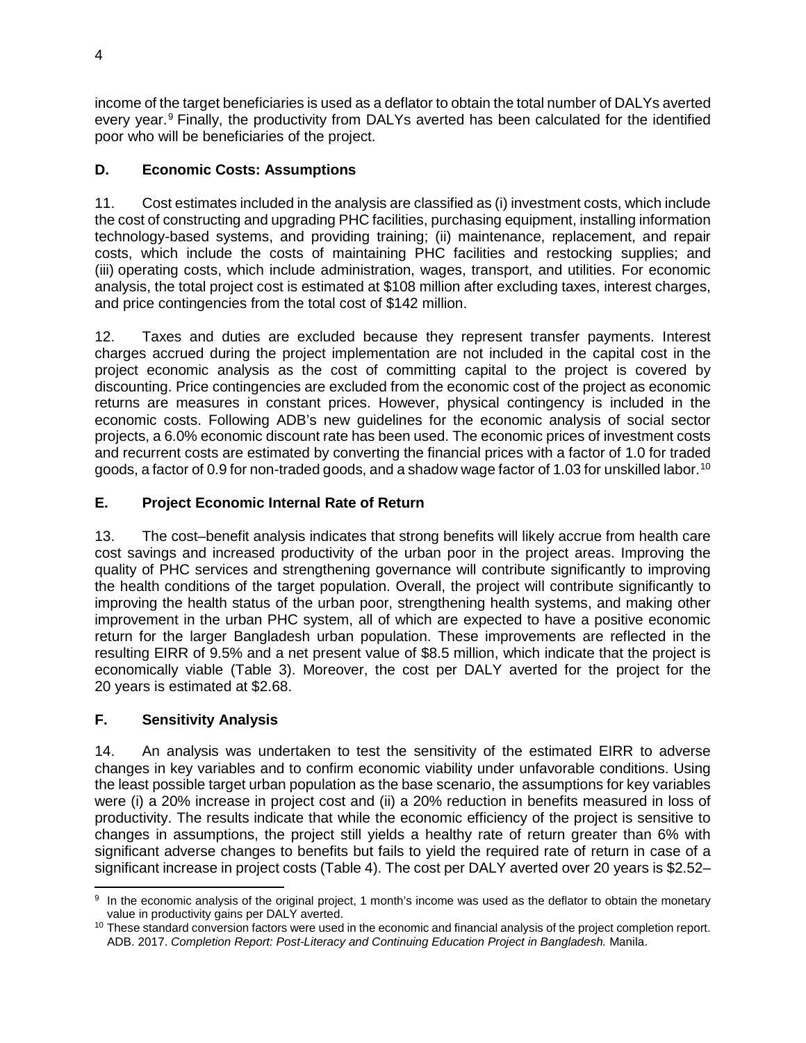income of the target beneficiaries is used as a deflator to obtain the total number of DALYs averted every year.[9] Finally, the productivity from DALYs averted has been calculated for the identified poor who will be beneficiaries of the project.

### D. Economic Costs: Assumptions

11. Cost estimates included in the analysis are classified as (i) investment costs, which include the cost of constructing and upgrading PHC facilities, purchasing equipment, installing information technology-based systems, and providing training; (ii) maintenance, replacement, and repair costs, which include the costs of maintaining PHC facilities and restocking supplies; and (iii) operating costs, which include administration, wages, transport, and utilities. For economic analysis, the total project cost is estimated at $108 million after excluding taxes, interest charges, and price contingencies from the total cost of $142 million.

12. Taxes and duties are excluded because they represent transfer payments. Interest charges accrued during the project implementation are not included in the capital cost in the project economic analysis as the cost of committing capital to the project is covered by discounting. Price contingencies are excluded from the economic cost of the project as economic returns are measures in constant prices. However, physical contingency is included in the economic costs. Following ADB's new guidelines for the economic analysis of social sector projects, a 6.0% economic discount rate has been used. The economic prices of investment costs and recurrent costs are estimated by converting the financial prices with a factor of 1.0 for traded goods, a factor of 0.9 for non-traded goods, and a shadow wage factor of 1.03 for unskilled labor.[10]

### E. Project Economic Internal Rate of Return

13. The cost–benefit analysis indicates that strong benefits will likely accrue from health care cost savings and increased productivity of the urban poor in the project areas. Improving the quality of PHC services and strengthening governance will contribute significantly to improving the health conditions of the target population. Overall, the project will contribute significantly to improving the health status of the urban poor, strengthening health systems, and making other improvement in the urban PHC system, all of which are expected to have a positive economic return for the larger Bangladesh urban population. These improvements are reflected in the resulting EIRR of 9.5% and a net present value of $8.5 million, which indicate that the project is economically viable (Table 3). Moreover, the cost per DALY averted for the project for the 20 years is estimated at $2.68.

### F. Sensitivity Analysis

14. An analysis was undertaken to test the sensitivity of the estimated EIRR to adverse changes in key variables and to confirm economic viability under unfavorable conditions. Using the least possible target urban population as the base scenario, the assumptions for key variables were (i) a 20% increase in project cost and (ii) a 20% reduction in benefits measured in loss of productivity. The results indicate that while the economic efficiency of the project is sensitive to changes in assumptions, the project still yields a healthy rate of return greater than 6% with significant adverse changes to benefits but fails to yield the required rate of return in case of a significant increase in project costs (Table 4). The cost per DALY averted over 20 years is $2.52–

[9] In the economic analysis of the original project, 1 month's income was used as the deflator to obtain the monetary value in productivity gains per DALY averted.

[10] These standard conversion factors were used in the economic and financial analysis of the project completion report. ADB. 2017. *Completion Report: Post-Literacy and Continuing Education Project in Bangladesh.* Manila.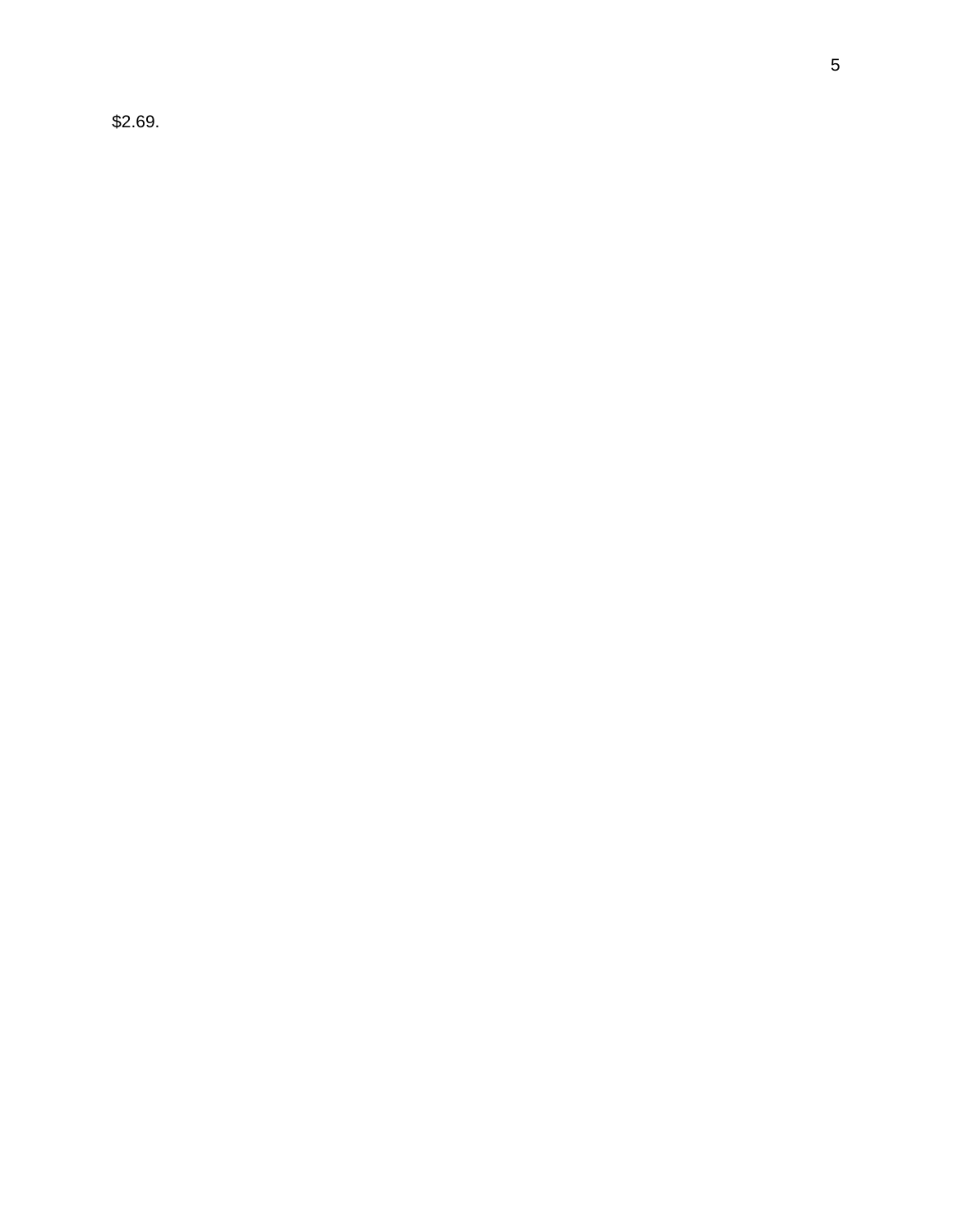$2.69.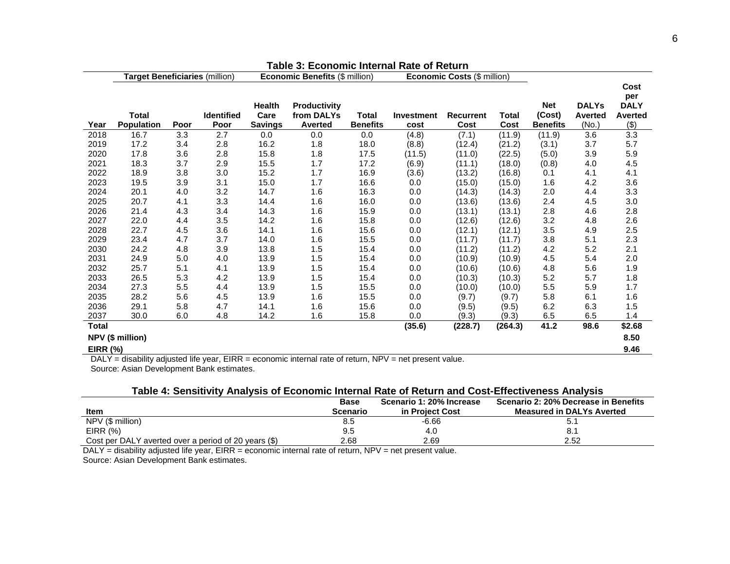**Table 3: Economic Internal Rate of Return**

| | Target Beneficiaries (million) | | | Economic Benefits ($ million) | | | Economic Costs ($ million) | | | | | |
|---|---|---|---|---|---|---|---|---|---|---|---|---|
| Year | Total Population | Poor | Identified Poor | Health Care Savings | Productivity from DALYs Averted | Total Benefits | Investment cost | Recurrent Cost | Total Cost | Net (Cost) Benefits | DALYs Averted (No.) | Cost per DALY Averted ($) |
| 2018 | 16.7 | 3.3 | 2.7 | 0.0 | 0.0 | 0.0 | (4.8) | (7.1) | (11.9) | (11.9) | 3.6 | 3.3 |
| 2019 | 17.2 | 3.4 | 2.8 | 16.2 | 1.8 | 18.0 | (8.8) | (12.4) | (21.2) | (3.1) | 3.7 | 5.7 |
| 2020 | 17.8 | 3.6 | 2.8 | 15.8 | 1.8 | 17.5 | (11.5) | (11.0) | (22.5) | (5.0) | 3.9 | 5.9 |
| 2021 | 18.3 | 3.7 | 2.9 | 15.5 | 1.7 | 17.2 | (6.9) | (11.1) | (18.0) | (0.8) | 4.0 | 4.5 |
| 2022 | 18.9 | 3.8 | 3.0 | 15.2 | 1.7 | 16.9 | (3.6) | (13.2) | (16.8) | 0.1 | 4.1 | 4.1 |
| 2023 | 19.5 | 3.9 | 3.1 | 15.0 | 1.7 | 16.6 | 0.0 | (15.0) | (15.0) | 1.6 | 4.2 | 3.6 |
| 2024 | 20.1 | 4.0 | 3.2 | 14.7 | 1.6 | 16.3 | 0.0 | (14.3) | (14.3) | 2.0 | 4.4 | 3.3 |
| 2025 | 20.7 | 4.1 | 3.3 | 14.4 | 1.6 | 16.0 | 0.0 | (13.6) | (13.6) | 2.4 | 4.5 | 3.0 |
| 2026 | 21.4 | 4.3 | 3.4 | 14.3 | 1.6 | 15.9 | 0.0 | (13.1) | (13.1) | 2.8 | 4.6 | 2.8 |
| 2027 | 22.0 | 4.4 | 3.5 | 14.2 | 1.6 | 15.8 | 0.0 | (12.6) | (12.6) | 3.2 | 4.8 | 2.6 |
| 2028 | 22.7 | 4.5 | 3.6 | 14.1 | 1.6 | 15.6 | 0.0 | (12.1) | (12.1) | 3.5 | 4.9 | 2.5 |
| 2029 | 23.4 | 4.7 | 3.7 | 14.0 | 1.6 | 15.5 | 0.0 | (11.7) | (11.7) | 3.8 | 5.1 | 2.3 |
| 2030 | 24.2 | 4.8 | 3.9 | 13.8 | 1.5 | 15.4 | 0.0 | (11.2) | (11.2) | 4.2 | 5.2 | 2.1 |
| 2031 | 24.9 | 5.0 | 4.0 | 13.9 | 1.5 | 15.4 | 0.0 | (10.9) | (10.9) | 4.5 | 5.4 | 2.0 |
| 2032 | 25.7 | 5.1 | 4.1 | 13.9 | 1.5 | 15.4 | 0.0 | (10.6) | (10.6) | 4.8 | 5.6 | 1.9 |
| 2033 | 26.5 | 5.3 | 4.2 | 13.9 | 1.5 | 15.4 | 0.0 | (10.3) | (10.3) | 5.2 | 5.7 | 1.8 |
| 2034 | 27.3 | 5.5 | 4.4 | 13.9 | 1.5 | 15.5 | 0.0 | (10.0) | (10.0) | 5.5 | 5.9 | 1.7 |
| 2035 | 28.2 | 5.6 | 4.5 | 13.9 | 1.6 | 15.5 | 0.0 | (9.7) | (9.7) | 5.8 | 6.1 | 1.6 |
| 2036 | 29.1 | 5.8 | 4.7 | 14.1 | 1.6 | 15.6 | 0.0 | (9.5) | (9.5) | 6.2 | 6.3 | 1.5 |
| 2037 | 30.0 | 6.0 | 4.8 | 14.2 | 1.6 | 15.8 | 0.0 | (9.3) | (9.3) | 6.5 | 6.5 | 1.4 |
| **Total** | | | | | | | **(35.6)** | **(228.7)** | **(264.3)** | **41.2** | **98.6** | **$2.68** |
| **NPV ($ million)** | | | | | | | | | | | | **8.50** |
| **EIRR (%)** | | | | | | | | | | | | **9.46** |

DALY = disability adjusted life year, EIRR = economic internal rate of return, NPV = net present value.
Source: Asian Development Bank estimates.

**Table 4: Sensitivity Analysis of Economic Internal Rate of Return and Cost-Effectiveness Analysis**

| Item | Base Scenario | Scenario 1: 20% Increase in Project Cost | Scenario 2: 20% Decrease in Benefits Measured in DALYs Averted |
|---|---|---|---|
| NPV ($ million) | 8.5 | -6.66 | 5.1 |
| EIRR (%) | 9.5 | 4.0 | 8.1 |
| Cost per DALY averted over a period of 20 years ($) | 2.68 | 2.69 | 2.52 |

DALY = disability adjusted life year, EIRR = economic internal rate of return, NPV = net present value.
Source: Asian Development Bank estimates.